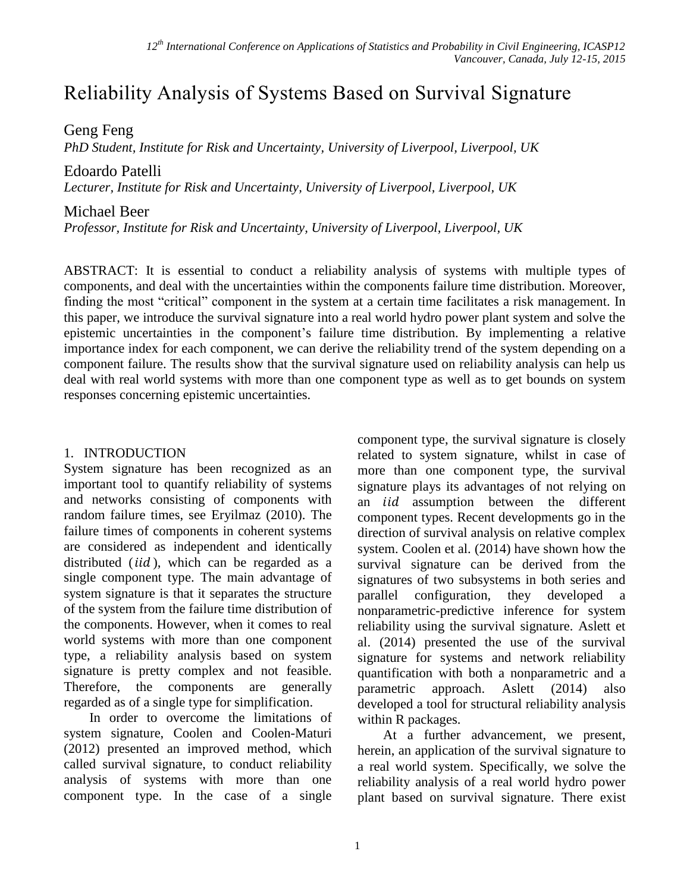# Reliability Analysis of Systems Based on Survival Signature

Geng Feng
*PhD Student, Institute for Risk and Uncertainty, University of Liverpool, Liverpool, UK*

Edoardo Patelli
*Lecturer, Institute for Risk and Uncertainty, University of Liverpool, Liverpool, UK*

Michael Beer
*Professor, Institute for Risk and Uncertainty, University of Liverpool, Liverpool, UK*

ABSTRACT: It is essential to conduct a reliability analysis of systems with multiple types of components, and deal with the uncertainties within the components failure time distribution. Moreover, finding the most "critical" component in the system at a certain time facilitates a risk management. In this paper, we introduce the survival signature into a real world hydro power plant system and solve the epistemic uncertainties in the component's failure time distribution. By implementing a relative importance index for each component, we can derive the reliability trend of the system depending on a component failure. The results show that the survival signature used on reliability analysis can help us deal with real world systems with more than one component type as well as to get bounds on system responses concerning epistemic uncertainties.

## 1. INTRODUCTION

System signature has been recognized as an important tool to quantify reliability of systems and networks consisting of components with random failure times, see Eryilmaz (2010). The failure times of components in coherent systems are considered as independent and identically distributed ($iid$), which can be regarded as a single component type. The main advantage of system signature is that it separates the structure of the system from the failure time distribution of the components. However, when it comes to real world systems with more than one component type, a reliability analysis based on system signature is pretty complex and not feasible. Therefore, the components are generally regarded as of a single type for simplification.

In order to overcome the limitations of system signature, Coolen and Coolen-Maturi (2012) presented an improved method, which called survival signature, to conduct reliability analysis of systems with more than one component type. In the case of a single component type, the survival signature is closely related to system signature, whilst in case of more than one component type, the survival signature plays its advantages of not relying on an $iid$ assumption between the different component types. Recent developments go in the direction of survival analysis on relative complex system. Coolen et al. (2014) have shown how the survival signature can be derived from the signatures of two subsystems in both series and parallel configuration, they developed a nonparametric-predictive inference for system reliability using the survival signature. Aslett et al. (2014) presented the use of the survival signature for systems and network reliability quantification with both a nonparametric and a parametric approach. Aslett (2014) also developed a tool for structural reliability analysis within R packages.

At a further advancement, we present, herein, an application of the survival signature to a real world system. Specifically, we solve the reliability analysis of a real world hydro power plant based on survival signature. There exist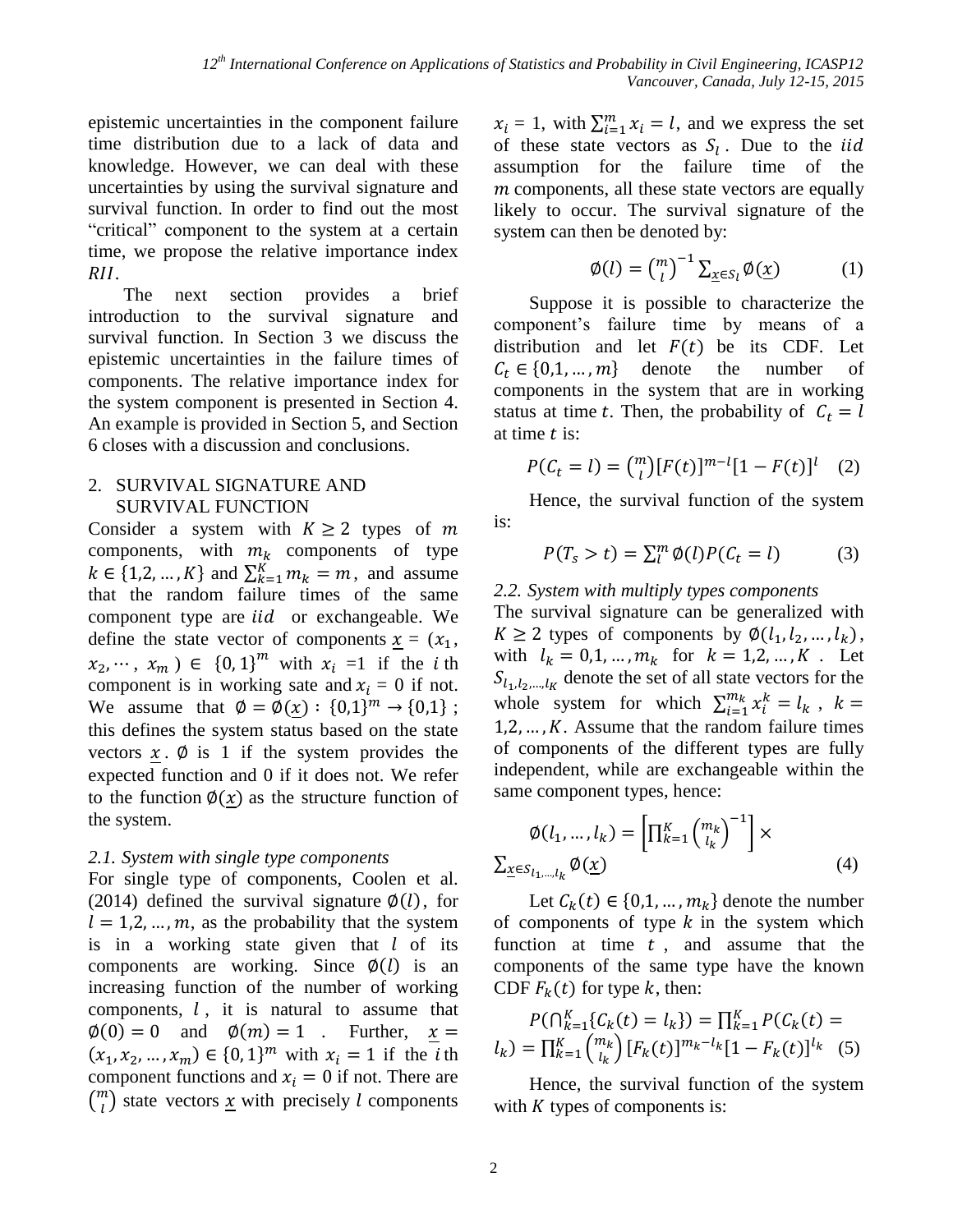epistemic uncertainties in the component failure time distribution due to a lack of data and knowledge. However, we can deal with these uncertainties by using the survival signature and survival function. In order to find out the most "critical" component to the system at a certain time, we propose the relative importance index $RII$.

The next section provides a brief introduction to the survival signature and survival function. In Section 3 we discuss the epistemic uncertainties in the failure times of components. The relative importance index for the system component is presented in Section 4. An example is provided in Section 5, and Section 6 closes with a discussion and conclusions.

## 2. SURVIVAL SIGNATURE AND SURVIVAL FUNCTION

Consider a system with $K \geq 2$ types of $m$ components, with $m_k$ components of type $k \in \{1,2,\dots,K\}$ and $\sum_{k=1}^{K} m_k = m$, and assume that the random failure times of the same component type are $iid$ or exchangeable. We define the state vector of components $\underline{x} = (x_1, x_2, \cdots, x_m) \in \{0,1\}^m$ with $x_i = 1$ if the $i$ th component is in working sate and $x_i = 0$ if not. We assume that $\emptyset = \emptyset(\underline{x}) : \{0,1\}^m \rightarrow \{0,1\}$; this defines the system status based on the state vectors $\underline{x}$. $\emptyset$ is 1 if the system provides the expected function and 0 if it does not. We refer to the function $\emptyset(\underline{x})$ as the structure function of the system.

### *2.1. System with single type components*

For single type of components, Coolen et al. (2014) defined the survival signature $\emptyset(l)$, for $l = 1,2,\dots,m$, as the probability that the system is in a working state given that $l$ of its components are working. Since $\emptyset(l)$ is an increasing function of the number of working components, $l$, it is natural to assume that $\emptyset(0) = 0$ and $\emptyset(m) = 1$. Further, $\underline{x} = (x_1, x_2, \dots, x_m) \in \{0,1\}^m$ with $x_i = 1$ if the $i$ th component functions and $x_i = 0$ if not. There are $\binom{m}{l}$ state vectors $\underline{x}$ with precisely $l$ components $x_i = 1$, with $\sum_{i=1}^{m} x_i = l$, and we express the set of these state vectors as $S_l$. Due to the $iid$ assumption for the failure time of the $m$ components, all these state vectors are equally likely to occur. The survival signature of the system can then be denoted by:

$$\emptyset(l) = \binom{m}{l}^{-1} \sum_{\underline{x} \in S_l} \emptyset(\underline{x}) \qquad (1)$$

Suppose it is possible to characterize the component's failure time by means of a distribution and let $F(t)$ be its CDF. Let $C_t \in \{0,1,\dots,m\}$ denote the number of components in the system that are in working status at time $t$. Then, the probability of $C_t = l$ at time $t$ is:

$$P(C_t = l) = \binom{m}{l} [F(t)]^{m-l} [1 - F(t)]^{l} \quad (2)$$

Hence, the survival function of the system is:

$$P(T_s > t) = \sum_{l}^{m} \emptyset(l) P(C_t = l) \qquad (3)$$

### *2.2. System with multiply types components*

The survival signature can be generalized with $K \geq 2$ types of components by $\emptyset(l_1, l_2, \dots, l_k)$, with $l_k = 0,1,\dots,m_k$ for $k = 1,2,\dots,K$. Let $S_{l_1, l_2, \dots, l_K}$ denote the set of all state vectors for the whole system for which $\sum_{i=1}^{m_k} x_i^k = l_k$, $k = 1,2,\dots,K$. Assume that the random failure times of components of the different types are fully independent, while are exchangeable within the same component types, hence:

$$\emptyset(l_1, \dots, l_k) = \left[ \prod_{k=1}^{K} \binom{m_k}{l_k}^{-1} \right] \times \sum_{\underline{x} \in S_{l_1,\dots,l_k}} \emptyset(\underline{x}) \qquad (4)$$

Let $C_k(t) \in \{0,1,\dots,m_k\}$ denote the number of components of type $k$ in the system which function at time $t$, and assume that the components of the same type have the known CDF $F_k(t)$ for type $k$, then:

$$P(\cap_{k=1}^{K} \{C_k(t) = l_k\}) = \prod_{k=1}^{K} P(C_k(t) = l_k) = \prod_{k=1}^{K} \binom{m_k}{l_k} [F_k(t)]^{m_k - l_k} [1 - F_k(t)]^{l_k} \quad (5)$$

Hence, the survival function of the system with $K$ types of components is: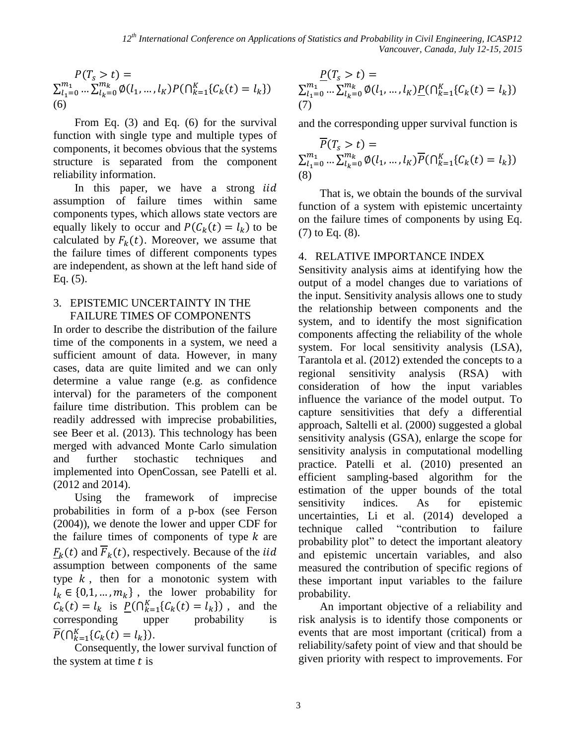$$P(T_s > t) = \sum_{l_1=0}^{m_1} \dots \sum_{l_k=0}^{m_k} \emptyset(l_1, \dots, l_K) P(\cap_{k=1}^{K} \{C_k(t) = l_k\}) \quad (6)$$

From Eq. (3) and Eq. (6) for the survival function with single type and multiple types of components, it becomes obvious that the systems structure is separated from the component reliability information.

In this paper, we have a strong $iid$ assumption of failure times within same components types, which allows state vectors are equally likely to occur and $P(C_k(t) = l_k)$ to be calculated by $F_k(t)$. Moreover, we assume that the failure times of different components types are independent, as shown at the left hand side of Eq. (5).

## 3. EPISTEMIC UNCERTAINTY IN THE FAILURE TIMES OF COMPONENTS

In order to describe the distribution of the failure time of the components in a system, we need a sufficient amount of data. However, in many cases, data are quite limited and we can only determine a value range (e.g. as confidence interval) for the parameters of the component failure time distribution. This problem can be readily addressed with imprecise probabilities, see Beer et al. (2013). This technology has been merged with advanced Monte Carlo simulation and further stochastic techniques and implemented into OpenCossan, see Patelli et al. (2012 and 2014).

Using the framework of imprecise probabilities in form of a p-box (see Ferson (2004)), we denote the lower and upper CDF for the failure times of components of type $k$ are $\underline{F}_k(t)$ and $\overline{F}_k(t)$, respectively. Because of the $iid$ assumption between components of the same type $k$, then for a monotonic system with $l_k \in \{0,1,\dots,m_k\}$, the lower probability for $C_k(t) = l_k$ is $\underline{P}(\cap_{k=1}^{K} \{C_k(t) = l_k\})$, and the corresponding upper probability is $\overline{P}(\cap_{k=1}^{K} \{C_k(t) = l_k\})$.

Consequently, the lower survival function of the system at time $t$ is

$$\underline{P}(T_s > t) = \sum_{l_1=0}^{m_1} \dots \sum_{l_k=0}^{m_k} \emptyset(l_1, \dots, l_K) \underline{P}(\cap_{k=1}^{K} \{C_k(t) = l_k\}) \quad (7)$$

and the corresponding upper survival function is

$$\overline{P}(T_s > t) = \sum_{l_1=0}^{m_1} \dots \sum_{l_k=0}^{m_k} \emptyset(l_1, \dots, l_K) \overline{P}(\cap_{k=1}^{K} \{C_k(t) = l_k\}) \quad (8)$$

That is, we obtain the bounds of the survival function of a system with epistemic uncertainty on the failure times of components by using Eq. (7) to Eq. (8).

## 4. RELATIVE IMPORTANCE INDEX

Sensitivity analysis aims at identifying how the output of a model changes due to variations of the input. Sensitivity analysis allows one to study the relationship between components and the system, and to identify the most signification components affecting the reliability of the whole system. For local sensitivity analysis (LSA), Tarantola et al. (2012) extended the concepts to a regional sensitivity analysis (RSA) with consideration of how the input variables influence the variance of the model output. To capture sensitivities that defy a differential approach, Saltelli et al. (2000) suggested a global sensitivity analysis (GSA), enlarge the scope for sensitivity analysis in computational modelling practice. Patelli et al. (2010) presented an efficient sampling-based algorithm for the estimation of the upper bounds of the total sensitivity indices. As for epistemic uncertainties, Li et al. (2014) developed a technique called "contribution to failure probability plot" to detect the important aleatory and epistemic uncertain variables, and also measured the contribution of specific regions of these important input variables to the failure probability.

An important objective of a reliability and risk analysis is to identify those components or events that are most important (critical) from a reliability/safety point of view and that should be given priority with respect to improvements. For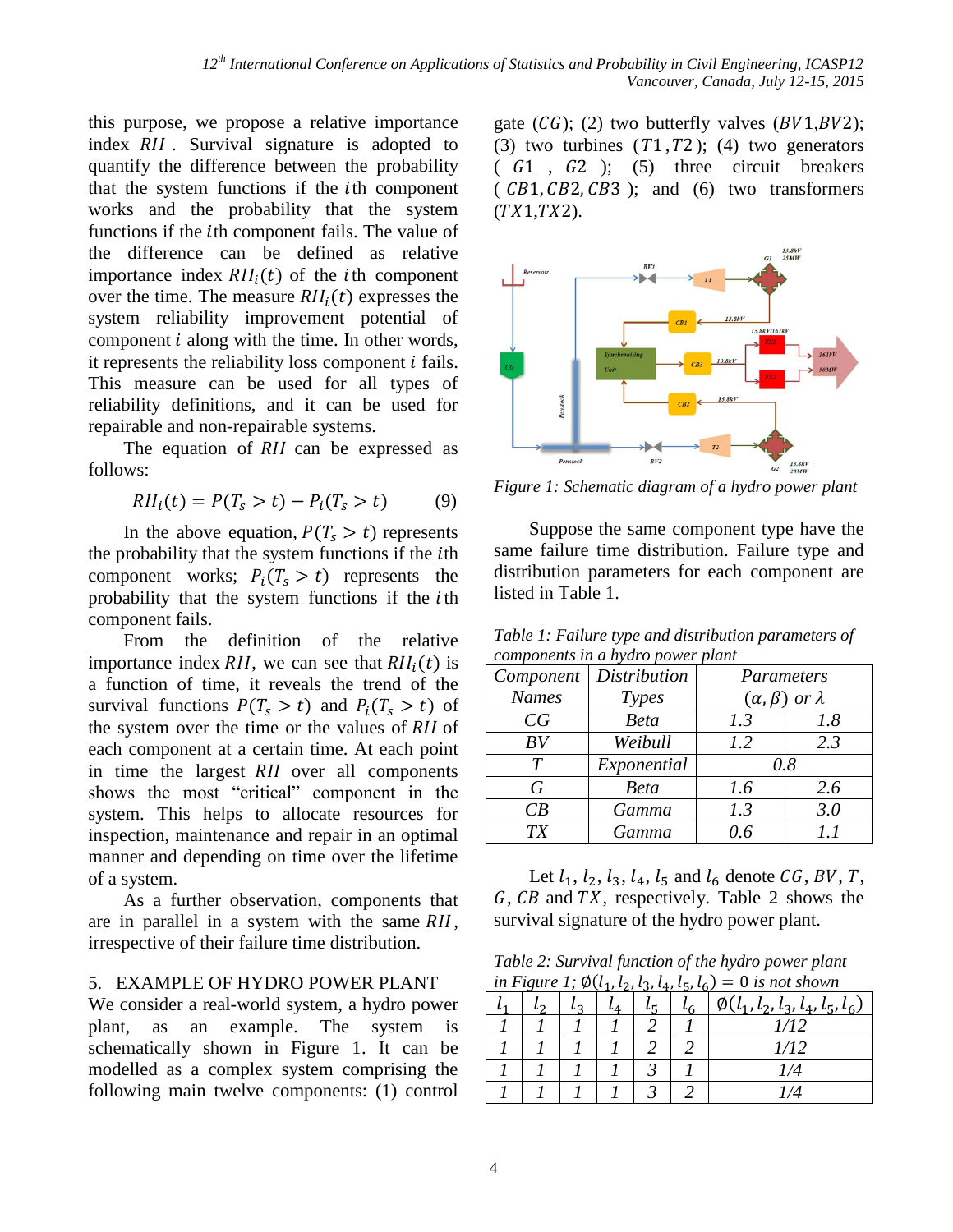this purpose, we propose a relative importance index $RII$. Survival signature is adopted to quantify the difference between the probability that the system functions if the $i$th component works and the probability that the system functions if the $i$th component fails. The value of the difference can be defined as relative importance index $RII_i(t)$ of the $i$th component over the time. The measure $RII_i(t)$ expresses the system reliability improvement potential of component $i$ along with the time. In other words, it represents the reliability loss component $i$ fails. This measure can be used for all types of reliability definitions, and it can be used for repairable and non-repairable systems.

The equation of $RII$ can be expressed as follows:

$$RII_i(t) = P(T_s > t) - P_i(T_s > t) \qquad (9)$$

In the above equation, $P(T_s > t)$ represents the probability that the system functions if the $i$th component works; $P_i(T_s > t)$ represents the probability that the system functions if the $i$th component fails.

From the definition of the relative importance index $RII$, we can see that $RII_i(t)$ is a function of time, it reveals the trend of the survival functions $P(T_s > t)$ and $P_i(T_s > t)$ of the system over the time or the values of $RII$ of each component at a certain time. At each point in time the largest $RII$ over all components shows the most "critical" component in the system. This helps to allocate resources for inspection, maintenance and repair in an optimal manner and depending on time over the lifetime of a system.

As a further observation, components that are in parallel in a system with the same $RII$, irrespective of their failure time distribution.

## 5. EXAMPLE OF HYDRO POWER PLANT

We consider a real-world system, a hydro power plant, as an example. The system is schematically shown in Figure 1. It can be modelled as a complex system comprising the following main twelve components: (1) control gate ($CG$); (2) two butterfly valves ($BV1$,$BV2$); (3) two turbines ($T1$,$T2$); (4) two generators ($G1$ , $G2$ ); (5) three circuit breakers ($CB1, CB2, CB3$ ); and (6) two transformers ($TX1$,$TX2$).

*Figure 1: Schematic diagram of a hydro power plant*

Suppose the same component type have the same failure time distribution. Failure type and distribution parameters for each component are listed in Table 1.

*Table 1: Failure type and distribution parameters of components in a hydro power plant*

| Component Names | Distribution Types | Parameters $(\alpha, \beta)$ or $\lambda$ | |
|---|---|---|---|
| CG | Beta | 1.3 | 1.8 |
| BV | Weibull | 1.2 | 2.3 |
| T | Exponential | 0.8 | |
| G | Beta | 1.6 | 2.6 |
| CB | Gamma | 1.3 | 3.0 |
| TX | Gamma | 0.6 | 1.1 |

Let $l_1$, $l_2$, $l_3$, $l_4$, $l_5$ and $l_6$ denote $CG$, $BV$, $T$, $G$, $CB$ and $TX$, respectively. Table 2 shows the survival signature of the hydro power plant.

*Table 2: Survival function of the hydro power plant in Figure 1; $\emptyset(l_1, l_2, l_3, l_4, l_5, l_6) = 0$ is not shown*

| $l_1$ | $l_2$ | $l_3$ | $l_4$ | $l_5$ | $l_6$ | $\emptyset(l_1, l_2, l_3, l_4, l_5, l_6)$ |
|---|---|---|---|---|---|---|
| 1 | 1 | 1 | 1 | 2 | 1 | 1/12 |
| 1 | 1 | 1 | 1 | 2 | 2 | 1/12 |
| 1 | 1 | 1 | 1 | 3 | 1 | 1/4 |
| 1 | 1 | 1 | 1 | 3 | 2 | 1/4 |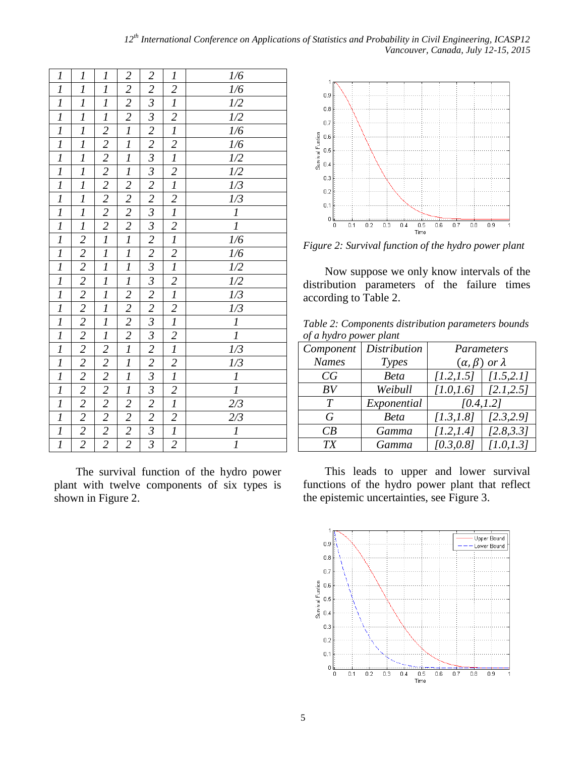| | | | | | | |
|---|---|---|---|---|---|---|
| 1 | 1 | 1 | 2 | 2 | 1 | 1/6 |
| 1 | 1 | 1 | 2 | 2 | 2 | 1/6 |
| 1 | 1 | 1 | 2 | 3 | 1 | 1/2 |
| 1 | 1 | 1 | 2 | 3 | 2 | 1/2 |
| 1 | 1 | 2 | 1 | 2 | 1 | 1/6 |
| 1 | 1 | 2 | 1 | 2 | 2 | 1/6 |
| 1 | 1 | 2 | 1 | 3 | 1 | 1/2 |
| 1 | 1 | 2 | 1 | 3 | 2 | 1/2 |
| 1 | 1 | 2 | 2 | 2 | 1 | 1/3 |
| 1 | 1 | 2 | 2 | 2 | 2 | 1/3 |
| 1 | 1 | 2 | 2 | 3 | 1 | 1 |
| 1 | 1 | 2 | 2 | 3 | 2 | 1 |
| 1 | 2 | 1 | 1 | 2 | 1 | 1/6 |
| 1 | 2 | 1 | 1 | 2 | 2 | 1/6 |
| 1 | 2 | 1 | 1 | 3 | 1 | 1/2 |
| 1 | 2 | 1 | 1 | 3 | 2 | 1/2 |
| 1 | 2 | 1 | 2 | 2 | 1 | 1/3 |
| 1 | 2 | 1 | 2 | 2 | 2 | 1/3 |
| 1 | 2 | 1 | 2 | 3 | 1 | 1 |
| 1 | 2 | 1 | 2 | 3 | 2 | 1 |
| 1 | 2 | 2 | 1 | 2 | 1 | 1/3 |
| 1 | 2 | 2 | 1 | 2 | 2 | 1/3 |
| 1 | 2 | 2 | 1 | 3 | 1 | 1 |
| 1 | 2 | 2 | 1 | 3 | 2 | 1 |
| 1 | 2 | 2 | 2 | 2 | 1 | 2/3 |
| 1 | 2 | 2 | 2 | 2 | 2 | 2/3 |
| 1 | 2 | 2 | 2 | 3 | 1 | 1 |
| 1 | 2 | 2 | 2 | 3 | 2 | 1 |

The survival function of the hydro power plant with twelve components of six types is shown in Figure 2.

*Figure 2: Survival function of the hydro power plant*

Now suppose we only know intervals of the distribution parameters of the failure times according to Table 2.

*Table 2: Components distribution parameters bounds of a hydro power plant*

| Component Names | Distribution Types | Parameters $(\alpha, \beta)$ or $\lambda$ | |
|---|---|---|---|
| CG | Beta | [1.2,1.5] | [1.5,2.1] |
| BV | Weibull | [1.0,1.6] | [2.1,2.5] |
| T | Exponential | [0.4,1.2] | |
| G | Beta | [1.3,1.8] | [2.3,2.9] |
| CB | Gamma | [1.2,1.4] | [2.8,3.3] |
| TX | Gamma | [0.3,0.8] | [1.0,1.3] |

This leads to upper and lower survival functions of the hydro power plant that reflect the epistemic uncertainties, see Figure 3.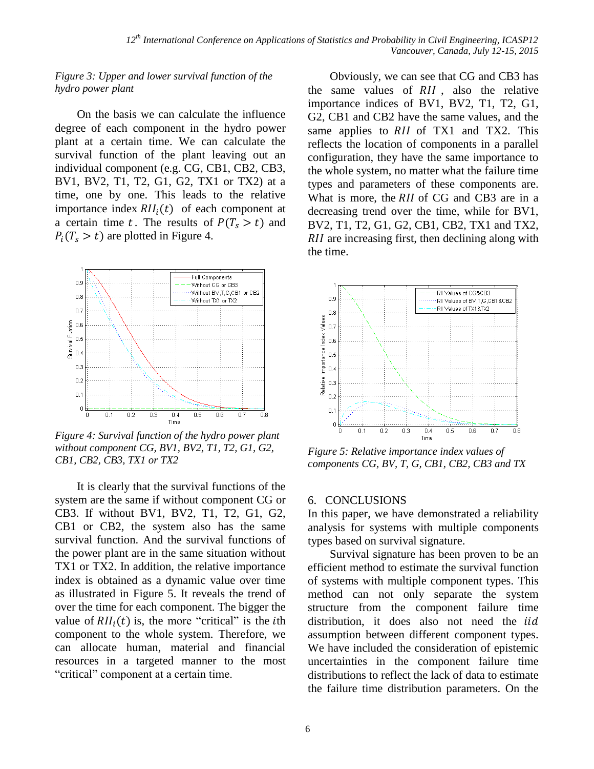*Figure 3: Upper and lower survival function of the hydro power plant*

On the basis we can calculate the influence degree of each component in the hydro power plant at a certain time. We can calculate the survival function of the plant leaving out an individual component (e.g. CG, CB1, CB2, CB3, BV1, BV2, T1, T2, G1, G2, TX1 or TX2) at a time, one by one. This leads to the relative importance index $RII_i(t)$ of each component at a certain time $t$. The results of $P(T_s > t)$ and $P_i(T_s > t)$ are plotted in Figure 4.

*Figure 4: Survival function of the hydro power plant without component CG, BV1, BV2, T1, T2, G1, G2, CB1, CB2, CB3, TX1 or TX2*

It is clearly that the survival functions of the system are the same if without component CG or CB3. If without BV1, BV2, T1, T2, G1, G2, CB1 or CB2, the system also has the same survival function. And the survival functions of the power plant are in the same situation without TX1 or TX2. In addition, the relative importance index is obtained as a dynamic value over time as illustrated in Figure 5. It reveals the trend of over the time for each component. The bigger the value of $RII_i(t)$ is, the more "critical" is the $i$th component to the whole system. Therefore, we can allocate human, material and financial resources in a targeted manner to the most "critical" component at a certain time.

Obviously, we can see that CG and CB3 has the same values of $RII$, also the relative importance indices of BV1, BV2, T1, T2, G1, G2, CB1 and CB2 have the same values, and the same applies to $RII$ of TX1 and TX2. This reflects the location of components in a parallel configuration, they have the same importance to the whole system, no matter what the failure time types and parameters of these components are. What is more, the $RII$ of CG and CB3 are in a decreasing trend over the time, while for BV1, BV2, T1, T2, G1, G2, CB1, CB2, TX1 and TX2, $RII$ are increasing first, then declining along with the time.

*Figure 5: Relative importance index values of components CG, BV, T, G, CB1, CB2, CB3 and TX*

## 6. CONCLUSIONS

In this paper, we have demonstrated a reliability analysis for systems with multiple components types based on survival signature.

Survival signature has been proven to be an efficient method to estimate the survival function of systems with multiple component types. This method can not only separate the system structure from the component failure time distribution, it does also not need the $iid$ assumption between different component types. We have included the consideration of epistemic uncertainties in the component failure time distributions to reflect the lack of data to estimate the failure time distribution parameters. On the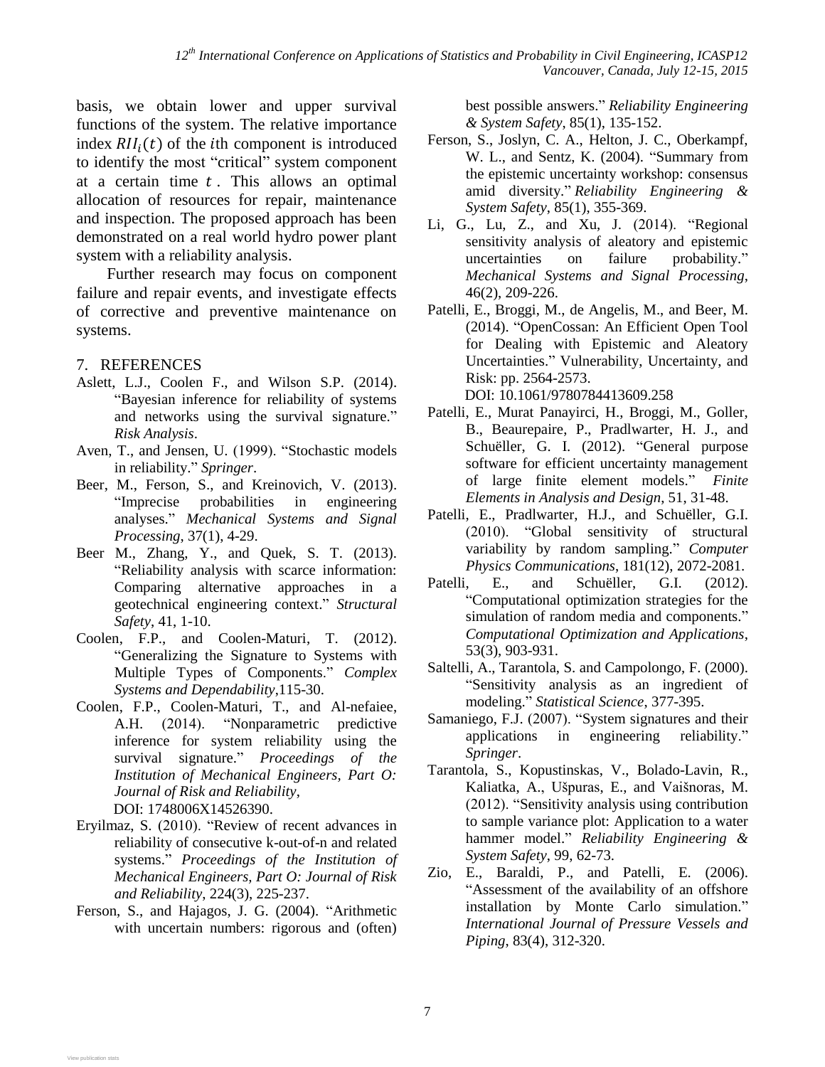basis, we obtain lower and upper survival functions of the system. The relative importance index $RII_i(t)$ of the $i$th component is introduced to identify the most "critical" system component at a certain time $t$. This allows an optimal allocation of resources for repair, maintenance and inspection. The proposed approach has been demonstrated on a real world hydro power plant system with a reliability analysis.

Further research may focus on component failure and repair events, and investigate effects of corrective and preventive maintenance on systems.

## 7. REFERENCES

Aslett, L.J., Coolen F., and Wilson S.P. (2014). "Bayesian inference for reliability of systems and networks using the survival signature." *Risk Analysis*.

Aven, T., and Jensen, U. (1999). "Stochastic models in reliability." *Springer*.

Beer, M., Ferson, S., and Kreinovich, V. (2013). "Imprecise probabilities in engineering analyses." *Mechanical Systems and Signal Processing*, 37(1), 4-29.

Beer M., Zhang, Y., and Quek, S. T. (2013). "Reliability analysis with scarce information: Comparing alternative approaches in a geotechnical engineering context." *Structural Safety*, 41, 1-10.

Coolen, F.P., and Coolen-Maturi, T. (2012). "Generalizing the Signature to Systems with Multiple Types of Components." *Complex Systems and Dependability*,115-30.

Coolen, F.P., Coolen-Maturi, T., and Al-nefaiee, A.H. (2014). "Nonparametric predictive inference for system reliability using the survival signature." *Proceedings of the Institution of Mechanical Engineers, Part O: Journal of Risk and Reliability*, DOI: 1748006X14526390.

Eryilmaz, S. (2010). "Review of recent advances in reliability of consecutive k-out-of-n and related systems." *Proceedings of the Institution of Mechanical Engineers, Part O: Journal of Risk and Reliability*, 224(3), 225-237.

Ferson, S., and Hajagos, J. G. (2004). "Arithmetic with uncertain numbers: rigorous and (often) best possible answers." *Reliability Engineering & System Safety*, 85(1), 135-152.

Ferson, S., Joslyn, C. A., Helton, J. C., Oberkampf, W. L., and Sentz, K. (2004). "Summary from the epistemic uncertainty workshop: consensus amid diversity." *Reliability Engineering & System Safety*, 85(1), 355-369.

Li, G., Lu, Z., and Xu, J. (2014). "Regional sensitivity analysis of aleatory and epistemic uncertainties on failure probability." *Mechanical Systems and Signal Processing*, 46(2), 209-226.

Patelli, E., Broggi, M., de Angelis, M., and Beer, M. (2014). "OpenCossan: An Efficient Open Tool for Dealing with Epistemic and Aleatory Uncertainties." Vulnerability, Uncertainty, and Risk: pp. 2564-2573. DOI: 10.1061/9780784413609.258

Patelli, E., Murat Panayirci, H., Broggi, M., Goller, B., Beaurepaire, P., Pradlwarter, H. J., and Schuëller, G. I. (2012). "General purpose software for efficient uncertainty management of large finite element models." *Finite Elements in Analysis and Design*, 51, 31-48.

Patelli, E., Pradlwarter, H.J., and Schuëller, G.I. (2010). "Global sensitivity of structural variability by random sampling." *Computer Physics Communications*, 181(12), 2072-2081.

Patelli, E., and Schuëller, G.I. (2012). "Computational optimization strategies for the simulation of random media and components." *Computational Optimization and Applications*, 53(3), 903-931.

Saltelli, A., Tarantola, S. and Campolongo, F. (2000). "Sensitivity analysis as an ingredient of modeling." *Statistical Science*, 377-395.

Samaniego, F.J. (2007). "System signatures and their applications in engineering reliability." *Springer*.

Tarantola, S., Kopustinskas, V., Bolado-Lavin, R., Kaliatka, A., Ušpuras, E., and Vaišnoras, M. (2012). "Sensitivity analysis using contribution to sample variance plot: Application to a water hammer model." *Reliability Engineering & System Safety*, 99, 62-73.

Zio, E., Baraldi, P., and Patelli, E. (2006). "Assessment of the availability of an offshore installation by Monte Carlo simulation." *International Journal of Pressure Vessels and Piping*, 83(4), 312-320.